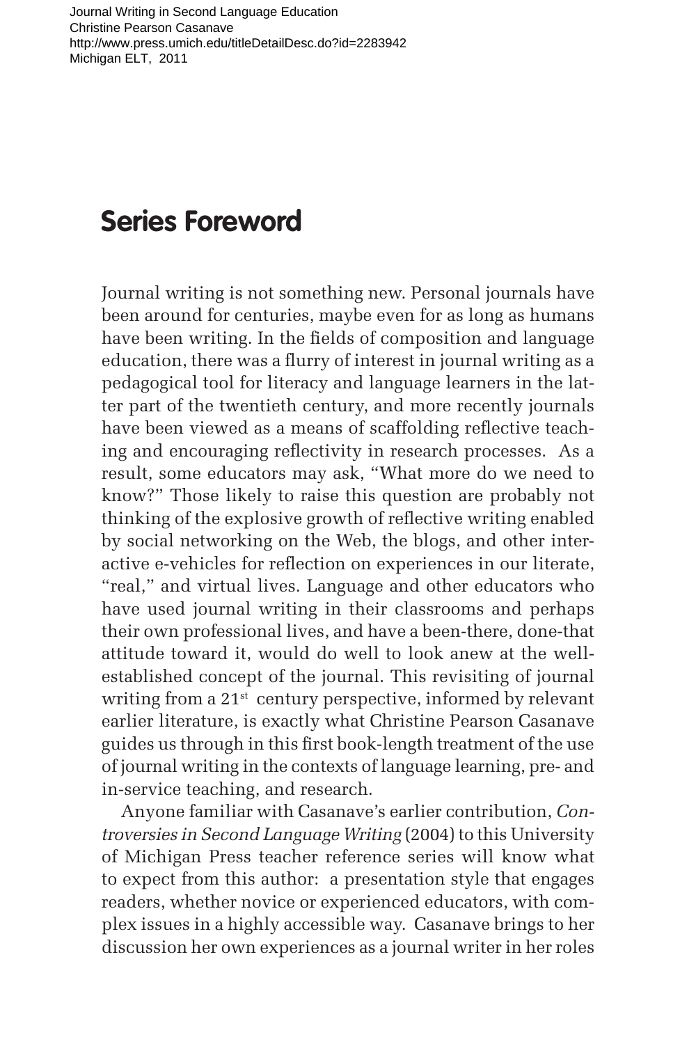# Series Foreword

Journal writing is not something new. Personal journals have been around for centuries, maybe even for as long as humans have been writing. In the fields of composition and language education, there was a flurry of interest in journal writing as a pedagogical tool for literacy and language learners in the latter part of the twentieth century, and more recently journals have been viewed as a means of scaffolding reflective teaching and encouraging reflectivity in research processes. As a result, some educators may ask, "What more do we need to know?" Those likely to raise this question are probably not thinking of the explosive growth of reflective writing enabled by social networking on the Web, the blogs, and other interactive e-vehicles for reflection on experiences in our literate, "real," and virtual lives. Language and other educators who have used journal writing in their classrooms and perhaps their own professional lives, and have a been-there, done-that attitude toward it, would do well to look anew at the well-established concept of the journal. This revisiting of journal writing from a 21st century perspective, informed by relevant earlier literature, is exactly what Christine Pearson Casanave guides us through in this first book-length treatment of the use of journal writing in the contexts of language learning, pre- and in-service teaching, and research.

Anyone familiar with Casanave's earlier contribution, *Controversies in Second Language Writing* (2004) to this University of Michigan Press teacher reference series will know what to expect from this author: a presentation style that engages readers, whether novice or experienced educators, with complex issues in a highly accessible way. Casanave brings to her discussion her own experiences as a journal writer in her roles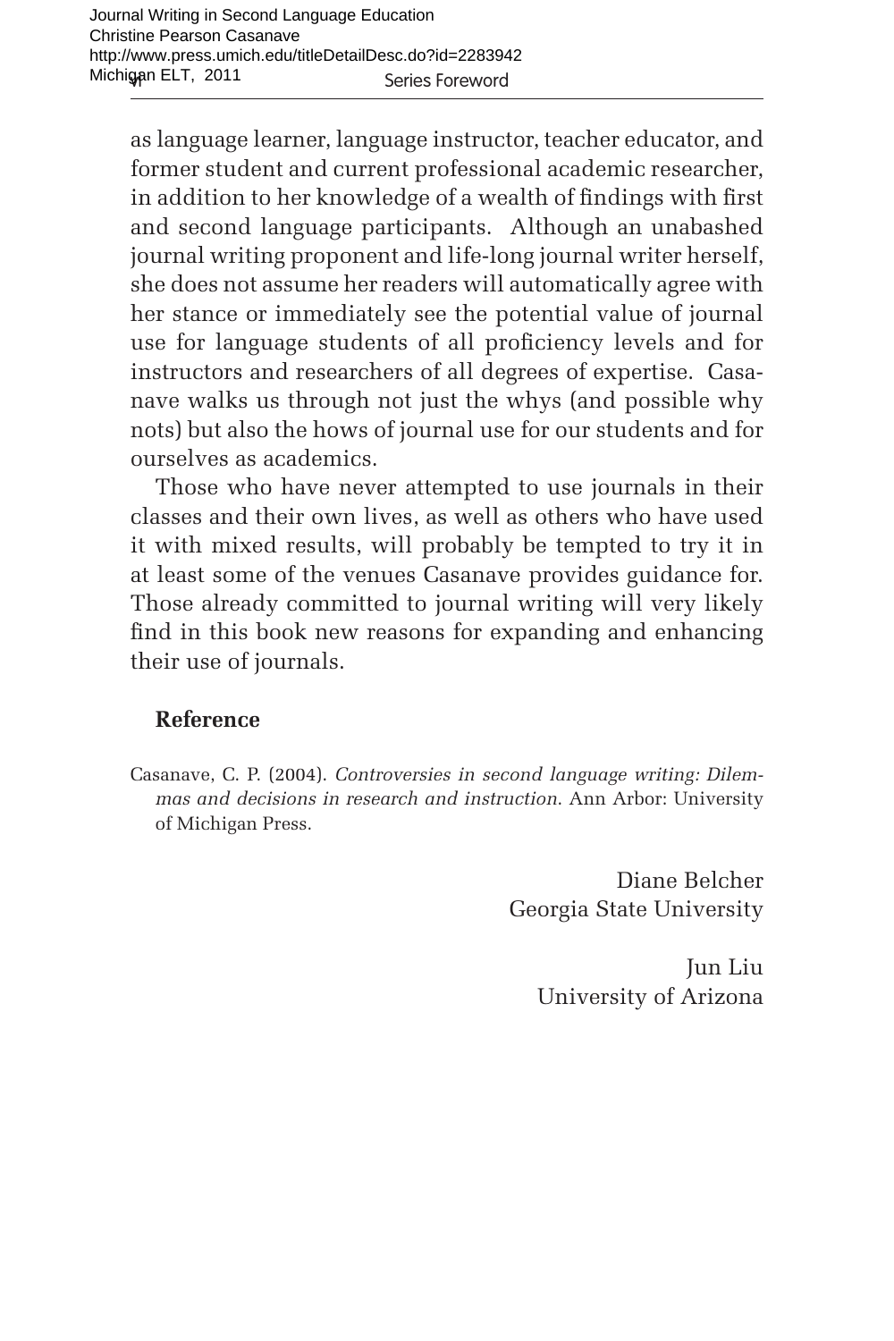as language learner, language instructor, teacher educator, and former student and current professional academic researcher, in addition to her knowledge of a wealth of findings with first and second language participants. Although an unabashed journal writing proponent and life-long journal writer herself, she does not assume her readers will automatically agree with her stance or immediately see the potential value of journal use for language students of all proficiency levels and for instructors and researchers of all degrees of expertise. Casanave walks us through not just the whys (and possible why nots) but also the hows of journal use for our students and for ourselves as academics.

Those who have never attempted to use journals in their classes and their own lives, as well as others who have used it with mixed results, will probably be tempted to try it in at least some of the venues Casanave provides guidance for. Those already committed to journal writing will very likely find in this book new reasons for expanding and enhancing their use of journals.

## Reference

Casanave, C. P. (2004). *Controversies in second language writing: Dilemmas and decisions in research and instruction.* Ann Arbor: University of Michigan Press.

Diane Belcher
Georgia State University

Jun Liu
University of Arizona